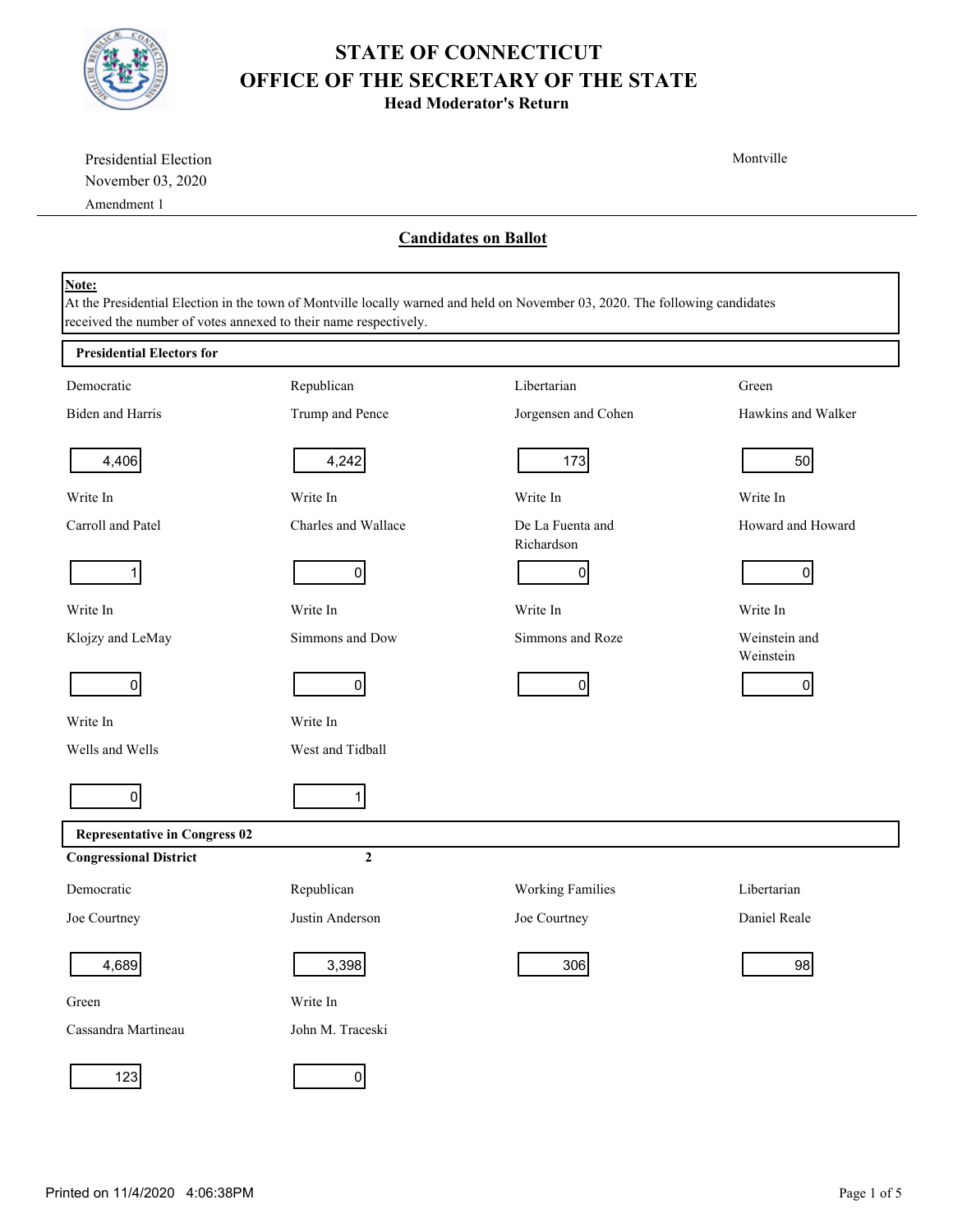# STATE OF CONNECTICUT
# OFFICE OF THE SECRETARY OF THE STATE
### Head Moderator's Return

Presidential Election
November 03, 2020
Amendment 1

Montville

---

## Candidates on Ballot

**Note:**
At the Presidential Election in the town of Montville locally warned and held on November 03, 2020. The following candidates received the number of votes annexed to their name respectively.

### Presidential Electors for

| Party | Candidate | Votes |
|---|---|---|
| Democratic | Biden and Harris | 4,406 |
| Republican | Trump and Pence | 4,242 |
| Libertarian | Jorgensen and Cohen | 173 |
| Green | Hawkins and Walker | 50 |
| Write In | Carroll and Patel | 1 |
| Write In | Charles and Wallace | 0 |
| Write In | De La Fuenta and Richardson | 0 |
| Write In | Howard and Howard | 0 |
| Write In | Klojzy and LeMay | 0 |
| Write In | Simmons and Dow | 0 |
| Write In | Simmons and Roze | 0 |
| Write In | Weinstein and Weinstein | 0 |
| Write In | Wells and Wells | 0 |
| Write In | West and Tidball | 1 |

### Representative in Congress 02

**Congressional District** **2**

| Party | Candidate | Votes |
|---|---|---|
| Democratic | Joe Courtney | 4,689 |
| Republican | Justin Anderson | 3,398 |
| Working Families | Joe Courtney | 306 |
| Libertarian | Daniel Reale | 98 |
| Green | Cassandra Martineau | 123 |
| Write In | John M. Traceski | 0 |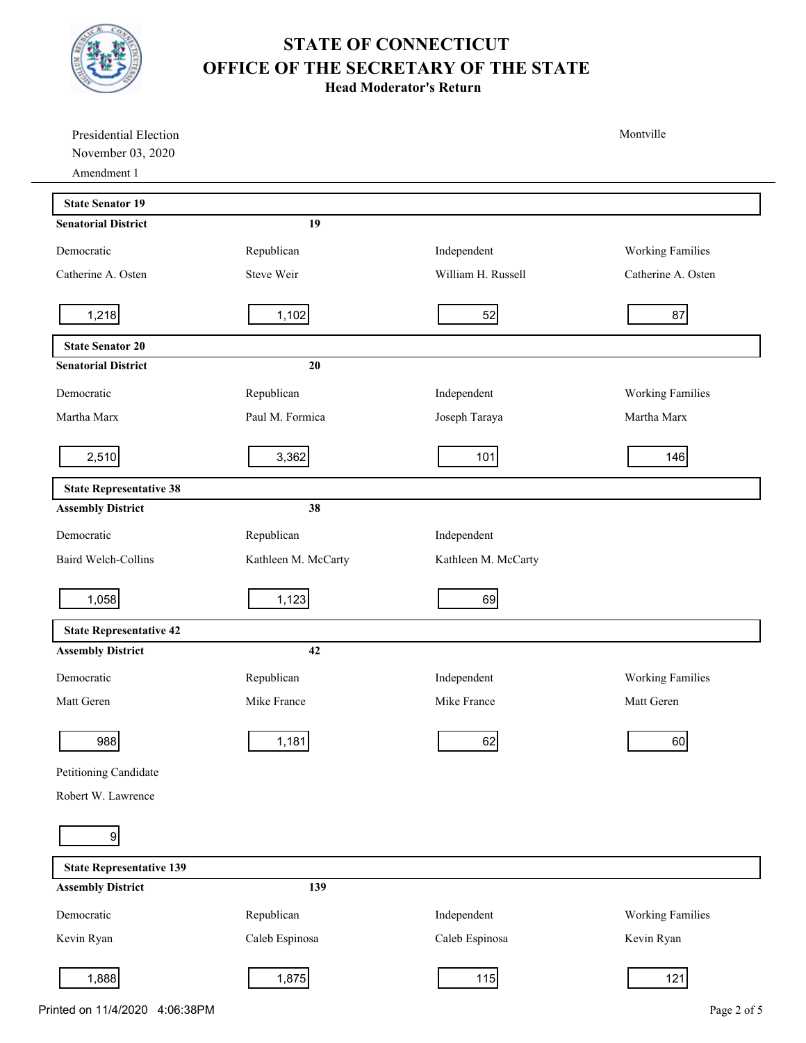# STATE OF CONNECTICUT
# OFFICE OF THE SECRETARY OF THE STATE
## Head Moderator's Return

Presidential Election
November 03, 2020
Amendment 1

Montville

### State Senator 19

**Senatorial District** 19

| Democratic | Republican | Independent | Working Families |
|---|---|---|---|
| Catherine A. Osten | Steve Weir | William H. Russell | Catherine A. Osten |
| 1,218 | 1,102 | 52 | 87 |

### State Senator 20

**Senatorial District** 20

| Democratic | Republican | Independent | Working Families |
|---|---|---|---|
| Martha Marx | Paul M. Formica | Joseph Taraya | Martha Marx |
| 2,510 | 3,362 | 101 | 146 |

### State Representative 38

**Assembly District** 38

| Democratic | Republican | Independent |
|---|---|---|
| Baird Welch-Collins | Kathleen M. McCarty | Kathleen M. McCarty |
| 1,058 | 1,123 | 69 |

### State Representative 42

**Assembly District** 42

| Democratic | Republican | Independent | Working Families |
|---|---|---|---|
| Matt Geren | Mike France | Mike France | Matt Geren |
| 988 | 1,181 | 62 | 60 |

| Petitioning Candidate |
|---|
| Robert W. Lawrence |
| 9 |

### State Representative 139

**Assembly District** 139

| Democratic | Republican | Independent | Working Families |
|---|---|---|---|
| Kevin Ryan | Caleb Espinosa | Caleb Espinosa | Kevin Ryan |
| 1,888 | 1,875 | 115 | 121 |

Printed on 11/4/2020 4:06:38PM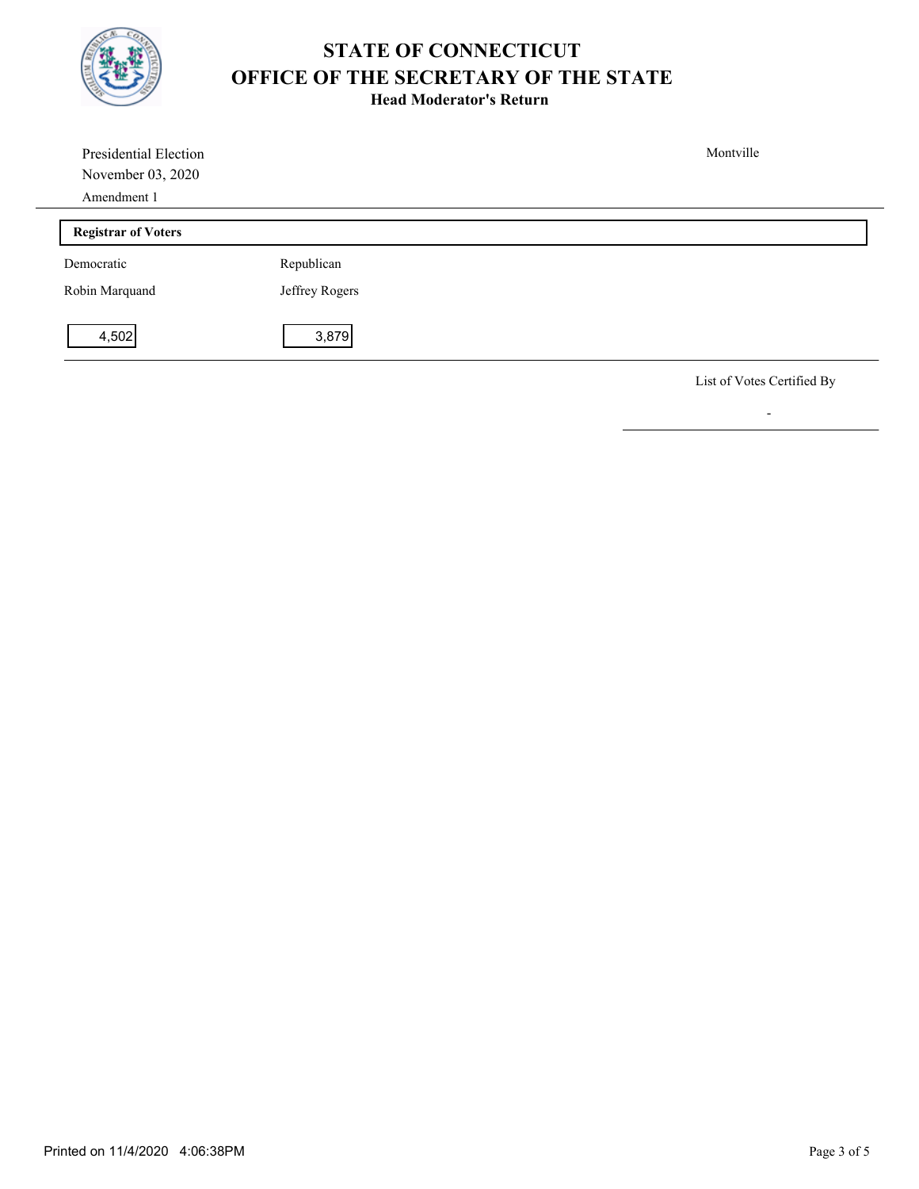# STATE OF CONNECTICUT
# OFFICE OF THE SECRETARY OF THE STATE
### Head Moderator's Return

Presidential Election
November 03, 2020
Amendment 1

Montville

**Registrar of Voters**

| Democratic | Republican |
| --- | --- |
| Robin Marquand | Jeffrey Rogers |
| 4,502 | 3,879 |

List of Votes Certified By

-

Printed on 11/4/2020 4:06:38PM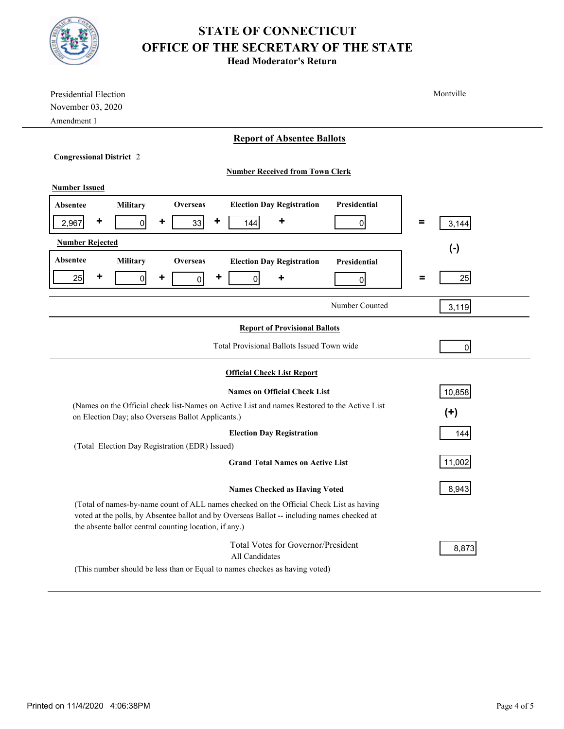# STATE OF CONNECTICUT
# OFFICE OF THE SECRETARY OF THE STATE
## Head Moderator's Return

Presidential Election
November 03, 2020
Amendment 1

Montville

## Report of Absentee Ballots

**Congressional District** 2

**Number Received from Town Clerk**

**Number Issued**

| Absentee | | Military | | Overseas | | Election Day Registration | | Presidential | | Total |
|---|---|---|---|---|---|---|---|---|---|---|
| 2,967 | + | 0 | + | 33 | + | 144 | + | 0 | = | 3,144 |

(-)

**Number Rejected**

| Absentee | | Military | | Overseas | | Election Day Registration | | Presidential | | Total |
|---|---|---|---|---|---|---|---|---|---|---|
| 25 | + | 0 | + | 0 | + | 0 | + | 0 | = | 25 |

Number Counted: 3,119

## Report of Provisional Ballots

Total Provisional Ballots Issued Town wide: 0

## Official Check List Report

**Names on Official Check List**: 10,858

(Names on the Official check list-Names on Active List and names Restored to the Active List on Election Day; also Overseas Ballot Applicants.)

(+)

**Election Day Registration**: 144

(Total Election Day Registration (EDR) Issued)

**Grand Total Names on Active List**: 11,002

**Names Checked as Having Voted**: 8,943

(Total of names-by-name count of ALL names checked on the Official Check List as having voted at the polls, by Absentee ballot and by Overseas Ballot -- including names checked at the absente ballot central counting location, if any.)

Total Votes for Governor/President
All Candidates: 8,873

(This number should be less than or Equal to names checkes as having voted)

Printed on 11/4/2020 4:06:38PM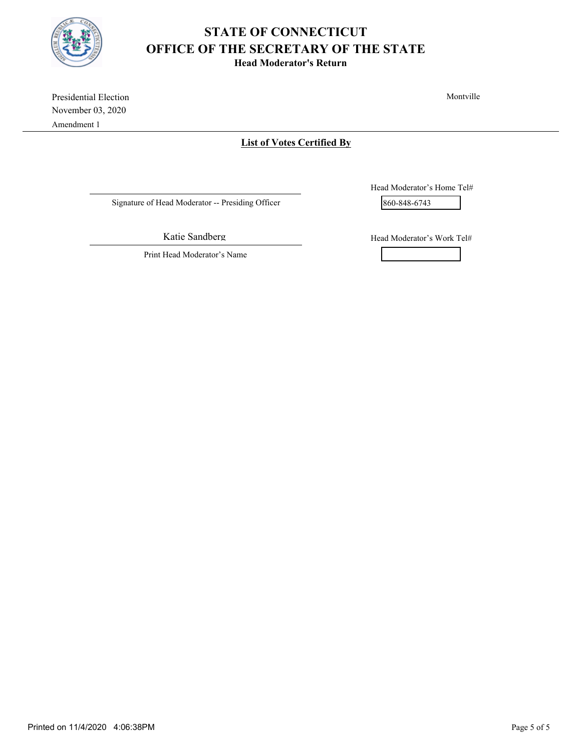# STATE OF CONNECTICUT
# OFFICE OF THE SECRETARY OF THE STATE
### Head Moderator's Return

Presidential Election
November 03, 2020
Amendment 1

Montville

---

**List of Votes Certified By**

______________________________
Signature of Head Moderator -- Presiding Officer

Head Moderator's Home Tel#
860-848-6743

Katie Sandberg
______________________________
Print Head Moderator's Name

Head Moderator's Work Tel#

Printed on 11/4/2020 4:06:38PM